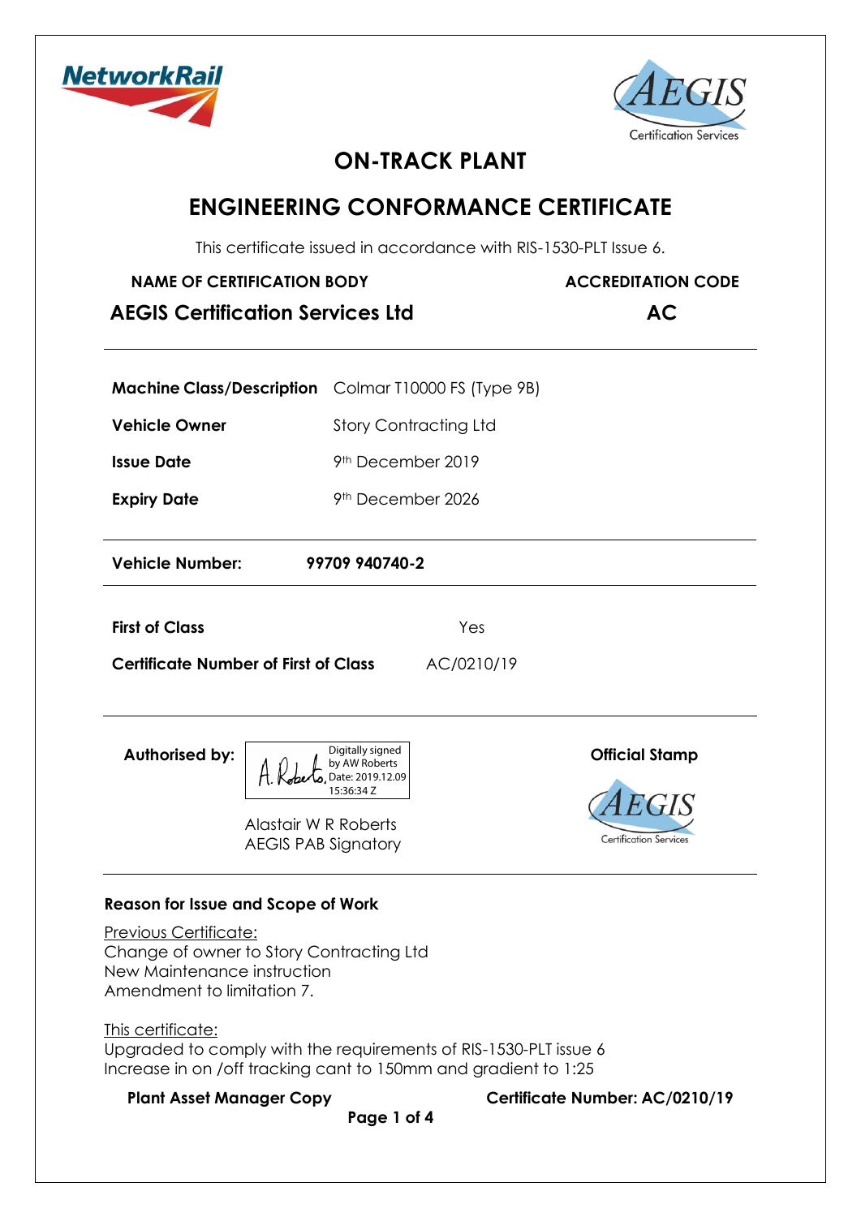# ON-TRACK PLANT

# ENGINEERING CONFORMANCE CERTIFICATE

This certificate issued in accordance with RIS-1530-PLT Issue 6.

| NAME OF CERTIFICATION BODY | ACCREDITATION CODE |
|---|---|
| **AEGIS Certification Services Ltd** | **AC** |

| | |
|---|---|
| **Machine Class/Description** | Colmar T10000 FS (Type 9B) |
| **Vehicle Owner** | Story Contracting Ltd |
| **Issue Date** | 9th December 2019 |
| **Expiry Date** | 9th December 2026 |

**Vehicle Number:** **99709 940740-2**

| | |
|---|---|
| **First of Class** | Yes |
| **Certificate Number of First of Class** | AC/0210/19 |

**Authorised by:** Digitally signed by AW Roberts Date: 2019.12.09 15:36:34 Z

Alastair W R Roberts
AEGIS PAB Signatory

**Official Stamp**

AEGIS Certification Services

**Reason for Issue and Scope of Work**

Previous Certificate:
Change of owner to Story Contracting Ltd
New Maintenance instruction
Amendment to limitation 7.

This certificate:
Upgraded to comply with the requirements of RIS-1530-PLT issue 6
Increase in on /off tracking cant to 150mm and gradient to 1:25

**Plant Asset Manager Copy** **Certificate Number: AC/0210/19**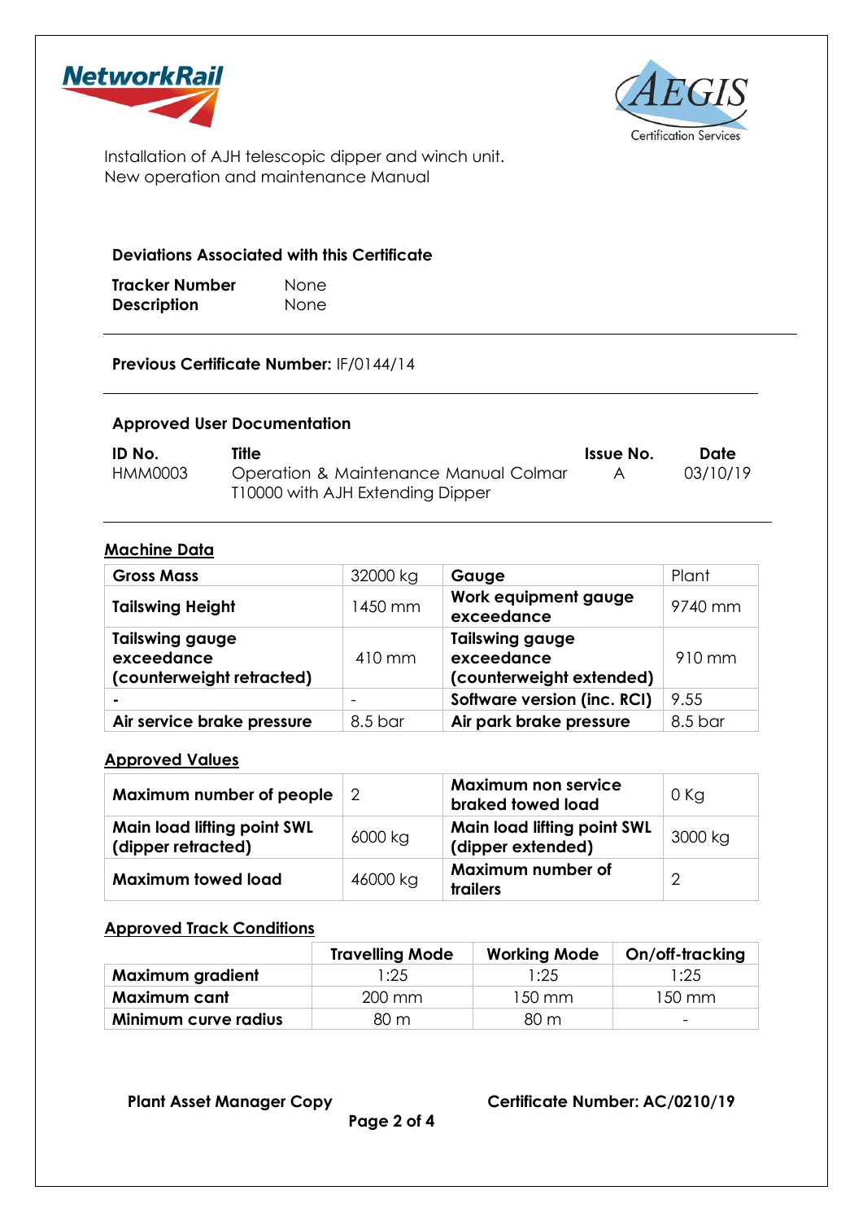Installation of AJH telescopic dipper and winch unit.
New operation and maintenance Manual

**Deviations Associated with this Certificate**

**Tracker Number** None
**Description** None

**Previous Certificate Number:** IF/0144/14

**Approved User Documentation**

| ID No. | Title | Issue No. | Date |
|---|---|---|---|
| HMM0003 | Operation & Maintenance Manual Colmar T10000 with AJH Extending Dipper | A | 03/10/19 |

## Machine Data

| **Gross Mass** | 32000 kg | **Gauge** | Plant |
|---|---|---|---|
| **Tailswing Height** | 1450 mm | **Work equipment gauge exceedance** | 9740 mm |
| **Tailswing gauge exceedance (counterweight retracted)** | 410 mm | **Tailswing gauge exceedance (counterweight extended)** | 910 mm |
| **-** | - | **Software version (inc. RCI)** | 9.55 |
| **Air service brake pressure** | 8.5 bar | **Air park brake pressure** | 8.5 bar |

## Approved Values

| **Maximum number of people** | 2 | **Maximum non service braked towed load** | 0 Kg |
|---|---|---|---|
| **Main load lifting point SWL (dipper retracted)** | 6000 kg | **Main load lifting point SWL (dipper extended)** | 3000 kg |
| **Maximum towed load** | 46000 kg | **Maximum number of trailers** | 2 |

## Approved Track Conditions

| | Travelling Mode | Working Mode | On/off-tracking |
|---|---|---|---|
| **Maximum gradient** | 1:25 | 1:25 | 1:25 |
| **Maximum cant** | 200 mm | 150 mm | 150 mm |
| **Minimum curve radius** | 80 m | 80 m | - |

**Plant Asset Manager Copy** **Certificate Number: AC/0210/19**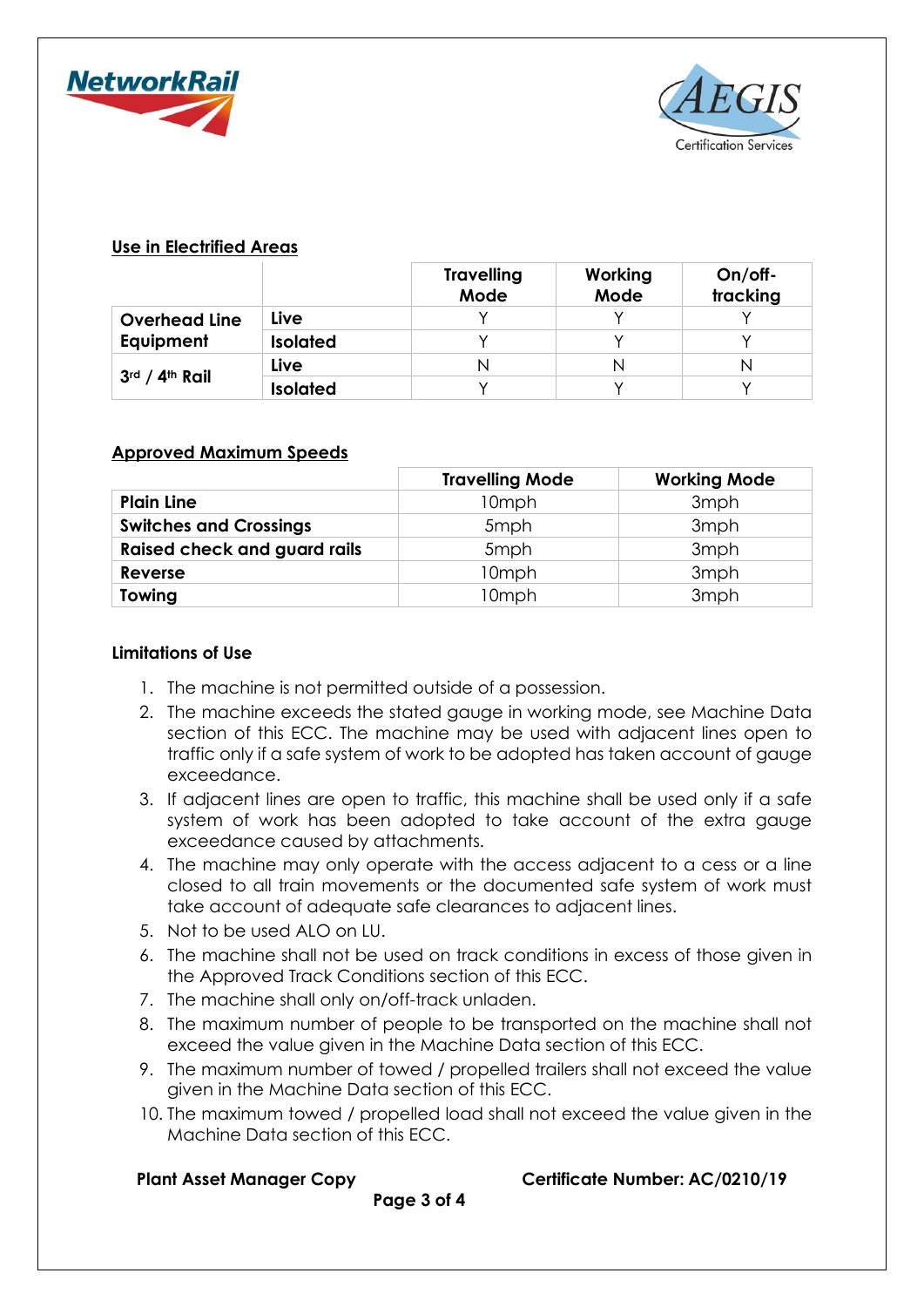## Use in Electrified Areas

| | | Travelling Mode | Working Mode | On/off-tracking |
|---|---|---|---|---|
| Overhead Line Equipment | Live | Y | Y | Y |
| | Isolated | Y | Y | Y |
| 3rd / 4th Rail | Live | N | N | N |
| | Isolated | Y | Y | Y |

## Approved Maximum Speeds

| | Travelling Mode | Working Mode |
|---|---|---|
| **Plain Line** | 10mph | 3mph |
| **Switches and Crossings** | 5mph | 3mph |
| **Raised check and guard rails** | 5mph | 3mph |
| **Reverse** | 10mph | 3mph |
| **Towing** | 10mph | 3mph |

### Limitations of Use

1. The machine is not permitted outside of a possession.
2. The machine exceeds the stated gauge in working mode, see Machine Data section of this ECC. The machine may be used with adjacent lines open to traffic only if a safe system of work to be adopted has taken account of gauge exceedance.
3. If adjacent lines are open to traffic, this machine shall be used only if a safe system of work has been adopted to take account of the extra gauge exceedance caused by attachments.
4. The machine may only operate with the access adjacent to a cess or a line closed to all train movements or the documented safe system of work must take account of adequate safe clearances to adjacent lines.
5. Not to be used ALO on LU.
6. The machine shall not be used on track conditions in excess of those given in the Approved Track Conditions section of this ECC.
7. The machine shall only on/off-track unladen.
8. The maximum number of people to be transported on the machine shall not exceed the value given in the Machine Data section of this ECC.
9. The maximum number of towed / propelled trailers shall not exceed the value given in the Machine Data section of this ECC.
10. The maximum towed / propelled load shall not exceed the value given in the Machine Data section of this ECC.

**Plant Asset Manager Copy** **Certificate Number: AC/0210/19**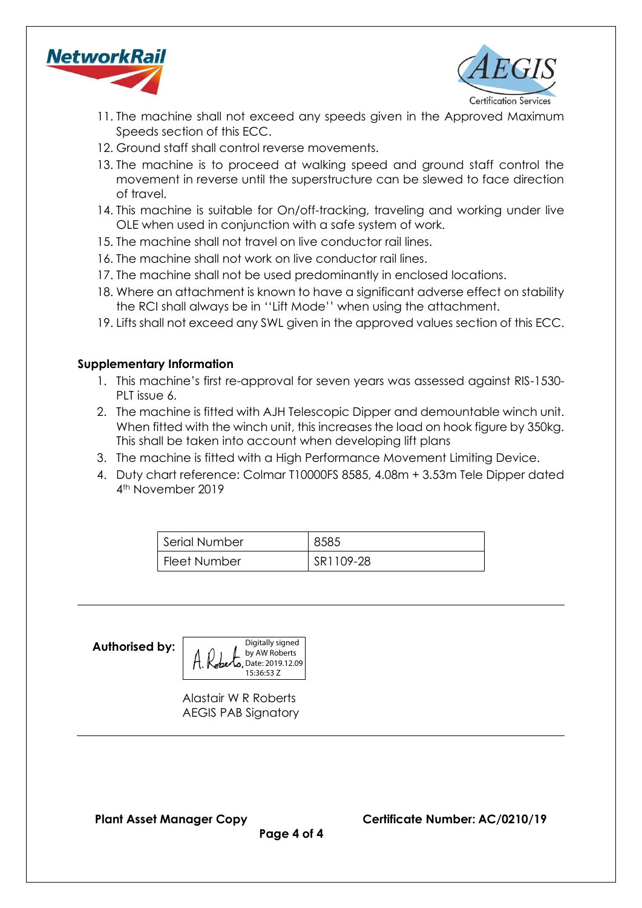11. The machine shall not exceed any speeds given in the Approved Maximum Speeds section of this ECC.
12. Ground staff shall control reverse movements.
13. The machine is to proceed at walking speed and ground staff control the movement in reverse until the superstructure can be slewed to face direction of travel.
14. This machine is suitable for On/off-tracking, traveling and working under live OLE when used in conjunction with a safe system of work.
15. The machine shall not travel on live conductor rail lines.
16. The machine shall not work on live conductor rail lines.
17. The machine shall not be used predominantly in enclosed locations.
18. Where an attachment is known to have a significant adverse effect on stability the RCI shall always be in ''Lift Mode'' when using the attachment.
19. Lifts shall not exceed any SWL given in the approved values section of this ECC.

**Supplementary Information**

1. This machine's first re-approval for seven years was assessed against RIS-1530-PLT issue 6.
2. The machine is fitted with AJH Telescopic Dipper and demountable winch unit. When fitted with the winch unit, this increases the load on hook figure by 350kg. This shall be taken into account when developing lift plans
3. The machine is fitted with a High Performance Movement Limiting Device.
4. Duty chart reference: Colmar T10000FS 8585, 4.08m + 3.53m Tele Dipper dated 4th November 2019

| | |
|---|---|
| Serial Number | 8585 |
| Fleet Number | SR1109-28 |

---

**Authorised by:** A. Roberts — Digitally signed by AW Roberts, Date: 2019.12.09 15:36:53 Z

Alastair W R Roberts
AEGIS PAB Signatory

---

**Plant Asset Manager Copy** **Certificate Number: AC/0210/19**